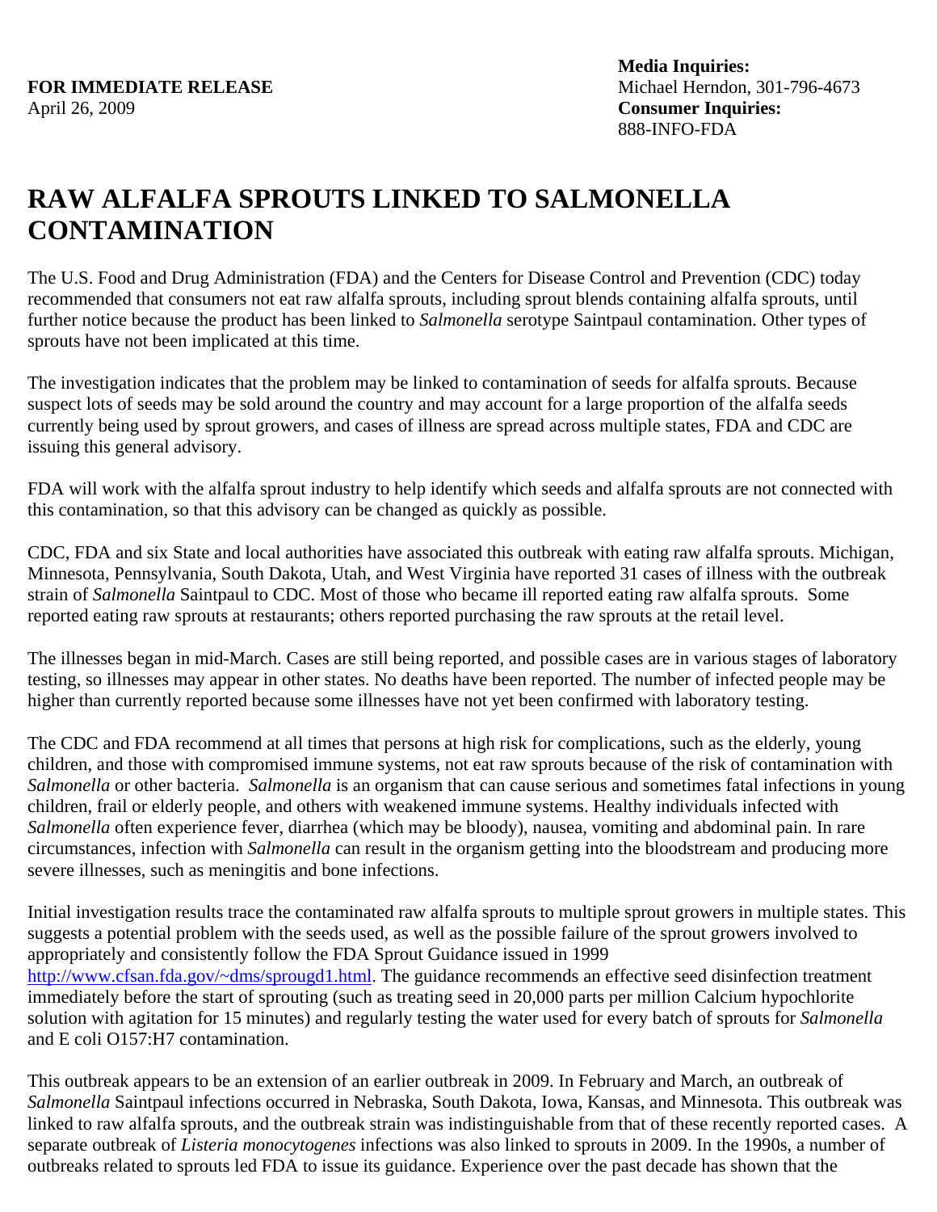**FOR IMMEDIATE RELEASE**
April 26, 2009

**Media Inquiries:**
Michael Herndon, 301-796-4673
**Consumer Inquiries:**
888-INFO-FDA

# RAW ALFALFA SPROUTS LINKED TO SALMONELLA CONTAMINATION

The U.S. Food and Drug Administration (FDA) and the Centers for Disease Control and Prevention (CDC) today recommended that consumers not eat raw alfalfa sprouts, including sprout blends containing alfalfa sprouts, until further notice because the product has been linked to *Salmonella* serotype Saintpaul contamination. Other types of sprouts have not been implicated at this time.

The investigation indicates that the problem may be linked to contamination of seeds for alfalfa sprouts. Because suspect lots of seeds may be sold around the country and may account for a large proportion of the alfalfa seeds currently being used by sprout growers, and cases of illness are spread across multiple states, FDA and CDC are issuing this general advisory.

FDA will work with the alfalfa sprout industry to help identify which seeds and alfalfa sprouts are not connected with this contamination, so that this advisory can be changed as quickly as possible.

CDC, FDA and six State and local authorities have associated this outbreak with eating raw alfalfa sprouts. Michigan, Minnesota, Pennsylvania, South Dakota, Utah, and West Virginia have reported 31 cases of illness with the outbreak strain of *Salmonella* Saintpaul to CDC. Most of those who became ill reported eating raw alfalfa sprouts. Some reported eating raw sprouts at restaurants; others reported purchasing the raw sprouts at the retail level.

The illnesses began in mid-March. Cases are still being reported, and possible cases are in various stages of laboratory testing, so illnesses may appear in other states. No deaths have been reported. The number of infected people may be higher than currently reported because some illnesses have not yet been confirmed with laboratory testing.

The CDC and FDA recommend at all times that persons at high risk for complications, such as the elderly, young children, and those with compromised immune systems, not eat raw sprouts because of the risk of contamination with *Salmonella* or other bacteria. *Salmonella* is an organism that can cause serious and sometimes fatal infections in young children, frail or elderly people, and others with weakened immune systems. Healthy individuals infected with *Salmonella* often experience fever, diarrhea (which may be bloody), nausea, vomiting and abdominal pain. In rare circumstances, infection with *Salmonella* can result in the organism getting into the bloodstream and producing more severe illnesses, such as meningitis and bone infections.

Initial investigation results trace the contaminated raw alfalfa sprouts to multiple sprout growers in multiple states. This suggests a potential problem with the seeds used, as well as the possible failure of the sprout growers involved to appropriately and consistently follow the FDA Sprout Guidance issued in 1999 http://www.cfsan.fda.gov/~dms/sprougd1.html. The guidance recommends an effective seed disinfection treatment immediately before the start of sprouting (such as treating seed in 20,000 parts per million Calcium hypochlorite solution with agitation for 15 minutes) and regularly testing the water used for every batch of sprouts for *Salmonella* and E coli O157:H7 contamination.

This outbreak appears to be an extension of an earlier outbreak in 2009. In February and March, an outbreak of *Salmonella* Saintpaul infections occurred in Nebraska, South Dakota, Iowa, Kansas, and Minnesota. This outbreak was linked to raw alfalfa sprouts, and the outbreak strain was indistinguishable from that of these recently reported cases. A separate outbreak of *Listeria monocytogenes* infections was also linked to sprouts in 2009. In the 1990s, a number of outbreaks related to sprouts led FDA to issue its guidance. Experience over the past decade has shown that the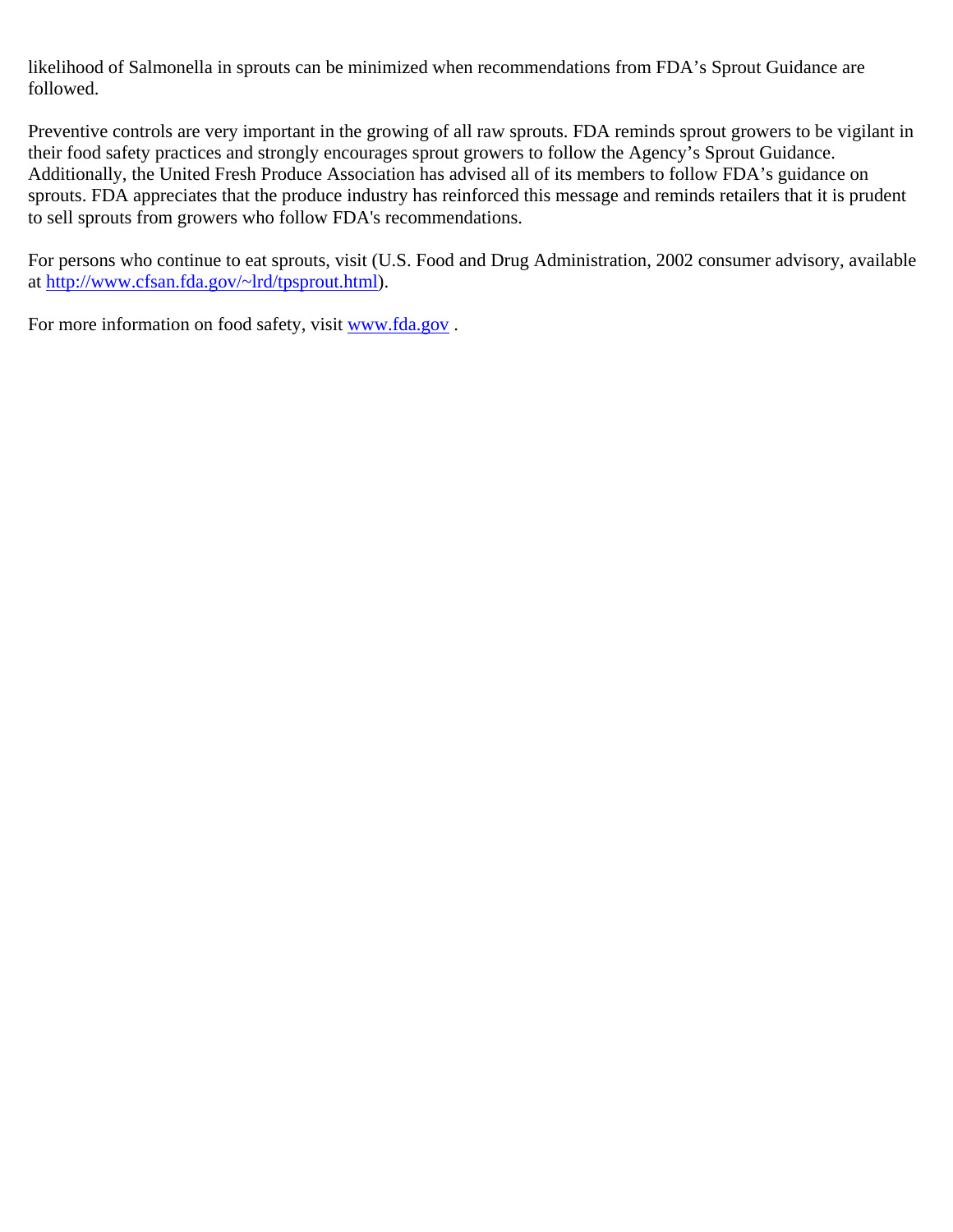likelihood of Salmonella in sprouts can be minimized when recommendations from FDA's Sprout Guidance are followed.

Preventive controls are very important in the growing of all raw sprouts. FDA reminds sprout growers to be vigilant in their food safety practices and strongly encourages sprout growers to follow the Agency's Sprout Guidance. Additionally, the United Fresh Produce Association has advised all of its members to follow FDA's guidance on sprouts. FDA appreciates that the produce industry has reinforced this message and reminds retailers that it is prudent to sell sprouts from growers who follow FDA's recommendations.

For persons who continue to eat sprouts, visit (U.S. Food and Drug Administration, 2002 consumer advisory, available at [http://www.cfsan.fda.gov/~lrd/tpsprout.html](http://www.cfsan.fda.gov/~lrd/tpsprout.html)).

For more information on food safety, visit [www.fda.gov](http://www.fda.gov) .